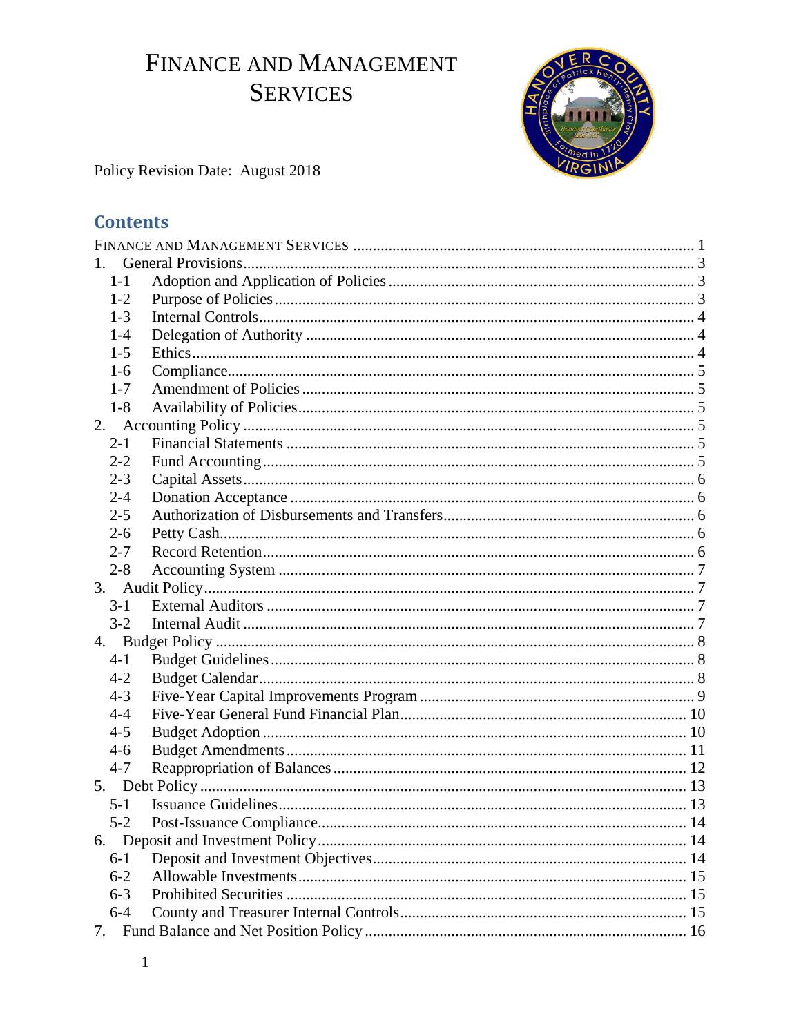# FINANCE AND MANAGEMENT SERVICES

Policy Revision Date: August 2018

## Contents

FINANCE AND MANAGEMENT SERVICES ........................................................................ 1

1. General Provisions ........................................................................ 3
   - 1-1 Adoption and Application of Policies ........................................................................ 3
   - 1-2 Purpose of Policies ........................................................................ 3
   - 1-3 Internal Controls ........................................................................ 4
   - 1-4 Delegation of Authority ........................................................................ 4
   - 1-5 Ethics ........................................................................ 4
   - 1-6 Compliance ........................................................................ 5
   - 1-7 Amendment of Policies ........................................................................ 5
   - 1-8 Availability of Policies ........................................................................ 5
2. Accounting Policy ........................................................................ 5
   - 2-1 Financial Statements ........................................................................ 5
   - 2-2 Fund Accounting ........................................................................ 5
   - 2-3 Capital Assets ........................................................................ 6
   - 2-4 Donation Acceptance ........................................................................ 6
   - 2-5 Authorization of Disbursements and Transfers ........................................................................ 6
   - 2-6 Petty Cash ........................................................................ 6
   - 2-7 Record Retention ........................................................................ 6
   - 2-8 Accounting System ........................................................................ 7
3. Audit Policy ........................................................................ 7
   - 3-1 External Auditors ........................................................................ 7
   - 3-2 Internal Audit ........................................................................ 7
4. Budget Policy ........................................................................ 8
   - 4-1 Budget Guidelines ........................................................................ 8
   - 4-2 Budget Calendar ........................................................................ 8
   - 4-3 Five-Year Capital Improvements Program ........................................................................ 9
   - 4-4 Five-Year General Fund Financial Plan ........................................................................ 10
   - 4-5 Budget Adoption ........................................................................ 10
   - 4-6 Budget Amendments ........................................................................ 11
   - 4-7 Reappropriation of Balances ........................................................................ 12
5. Debt Policy ........................................................................ 13
   - 5-1 Issuance Guidelines ........................................................................ 13
   - 5-2 Post-Issuance Compliance ........................................................................ 14
6. Deposit and Investment Policy ........................................................................ 14
   - 6-1 Deposit and Investment Objectives ........................................................................ 14
   - 6-2 Allowable Investments ........................................................................ 15
   - 6-3 Prohibited Securities ........................................................................ 15
   - 6-4 County and Treasurer Internal Controls ........................................................................ 15
7. Fund Balance and Net Position Policy ........................................................................ 16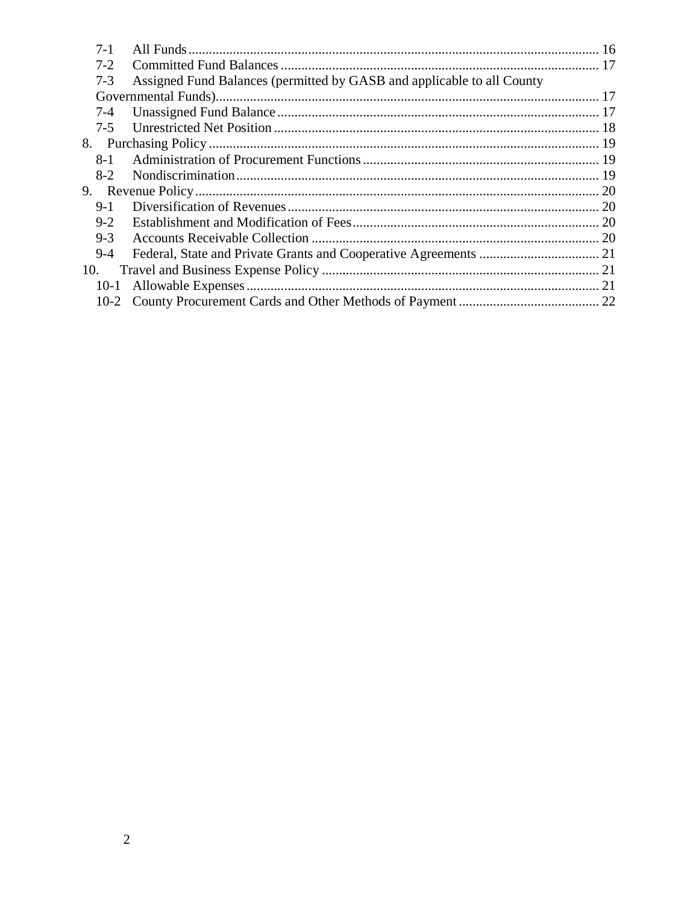- 7-1 All Funds ... 16
- 7-2 Committed Fund Balances ... 17
- 7-3 Assigned Fund Balances (permitted by GASB and applicable to all County Governmental Funds) ... 17
- 7-4 Unassigned Fund Balance ... 17
- 7-5 Unrestricted Net Position ... 18

8. Purchasing Policy ... 19
   - 8-1 Administration of Procurement Functions ... 19
   - 8-2 Nondiscrimination ... 19

9. Revenue Policy ... 20
   - 9-1 Diversification of Revenues ... 20
   - 9-2 Establishment and Modification of Fees ... 20
   - 9-3 Accounts Receivable Collection ... 20
   - 9-4 Federal, State and Private Grants and Cooperative Agreements ... 21

10. Travel and Business Expense Policy ... 21
    - 10-1 Allowable Expenses ... 21
    - 10-2 County Procurement Cards and Other Methods of Payment ... 22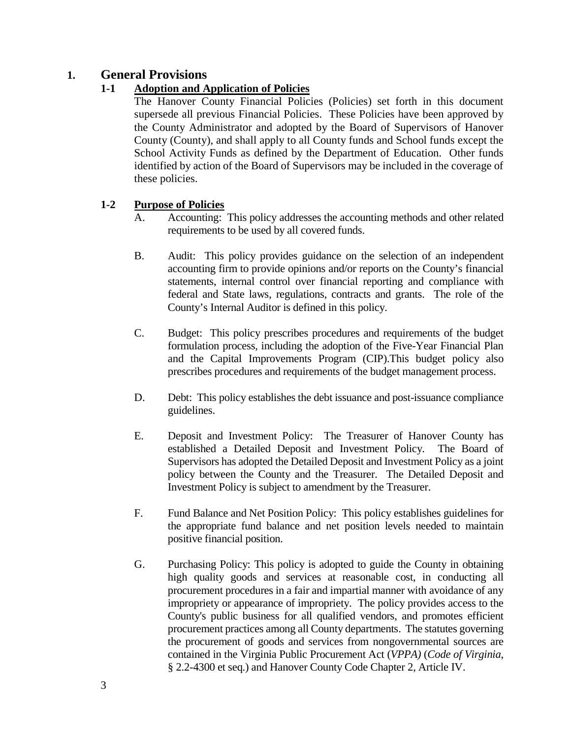# 1. General Provisions

## 1-1 Adoption and Application of Policies

The Hanover County Financial Policies (Policies) set forth in this document supersede all previous Financial Policies. These Policies have been approved by the County Administrator and adopted by the Board of Supervisors of Hanover County (County), and shall apply to all County funds and School funds except the School Activity Funds as defined by the Department of Education. Other funds identified by action of the Board of Supervisors may be included in the coverage of these policies.

## 1-2 Purpose of Policies

A. Accounting: This policy addresses the accounting methods and other related requirements to be used by all covered funds.

B. Audit: This policy provides guidance on the selection of an independent accounting firm to provide opinions and/or reports on the County's financial statements, internal control over financial reporting and compliance with federal and State laws, regulations, contracts and grants. The role of the County's Internal Auditor is defined in this policy.

C. Budget: This policy prescribes procedures and requirements of the budget formulation process, including the adoption of the Five-Year Financial Plan and the Capital Improvements Program (CIP).This budget policy also prescribes procedures and requirements of the budget management process.

D. Debt: This policy establishes the debt issuance and post-issuance compliance guidelines.

E. Deposit and Investment Policy: The Treasurer of Hanover County has established a Detailed Deposit and Investment Policy. The Board of Supervisors has adopted the Detailed Deposit and Investment Policy as a joint policy between the County and the Treasurer. The Detailed Deposit and Investment Policy is subject to amendment by the Treasurer.

F. Fund Balance and Net Position Policy: This policy establishes guidelines for the appropriate fund balance and net position levels needed to maintain positive financial position.

G. Purchasing Policy: This policy is adopted to guide the County in obtaining high quality goods and services at reasonable cost, in conducting all procurement procedures in a fair and impartial manner with avoidance of any impropriety or appearance of impropriety. The policy provides access to the County's public business for all qualified vendors, and promotes efficient procurement practices among all County departments. The statutes governing the procurement of goods and services from nongovernmental sources are contained in the Virginia Public Procurement Act (*VPPA)* (*Code of Virginia*, § 2.2-4300 et seq.) and Hanover County Code Chapter 2, Article IV.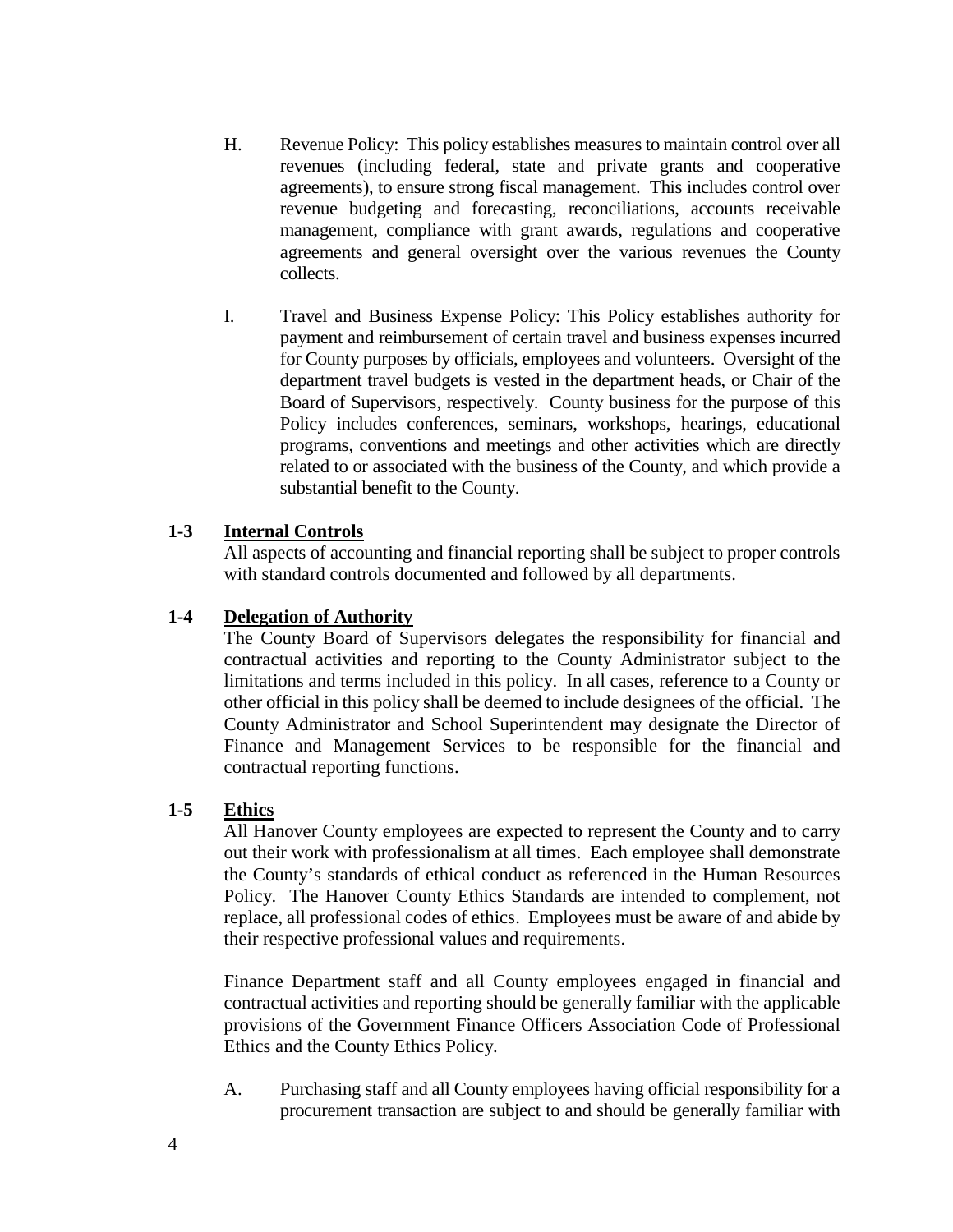H. Revenue Policy: This policy establishes measures to maintain control over all revenues (including federal, state and private grants and cooperative agreements), to ensure strong fiscal management. This includes control over revenue budgeting and forecasting, reconciliations, accounts receivable management, compliance with grant awards, regulations and cooperative agreements and general oversight over the various revenues the County collects.

I. Travel and Business Expense Policy: This Policy establishes authority for payment and reimbursement of certain travel and business expenses incurred for County purposes by officials, employees and volunteers. Oversight of the department travel budgets is vested in the department heads, or Chair of the Board of Supervisors, respectively. County business for the purpose of this Policy includes conferences, seminars, workshops, hearings, educational programs, conventions and meetings and other activities which are directly related to or associated with the business of the County, and which provide a substantial benefit to the County.

### 1-3 Internal Controls

All aspects of accounting and financial reporting shall be subject to proper controls with standard controls documented and followed by all departments.

### 1-4 Delegation of Authority

The County Board of Supervisors delegates the responsibility for financial and contractual activities and reporting to the County Administrator subject to the limitations and terms included in this policy. In all cases, reference to a County or other official in this policy shall be deemed to include designees of the official. The County Administrator and School Superintendent may designate the Director of Finance and Management Services to be responsible for the financial and contractual reporting functions.

### 1-5 Ethics

All Hanover County employees are expected to represent the County and to carry out their work with professionalism at all times. Each employee shall demonstrate the County's standards of ethical conduct as referenced in the Human Resources Policy. The Hanover County Ethics Standards are intended to complement, not replace, all professional codes of ethics. Employees must be aware of and abide by their respective professional values and requirements.

Finance Department staff and all County employees engaged in financial and contractual activities and reporting should be generally familiar with the applicable provisions of the Government Finance Officers Association Code of Professional Ethics and the County Ethics Policy.

A. Purchasing staff and all County employees having official responsibility for a procurement transaction are subject to and should be generally familiar with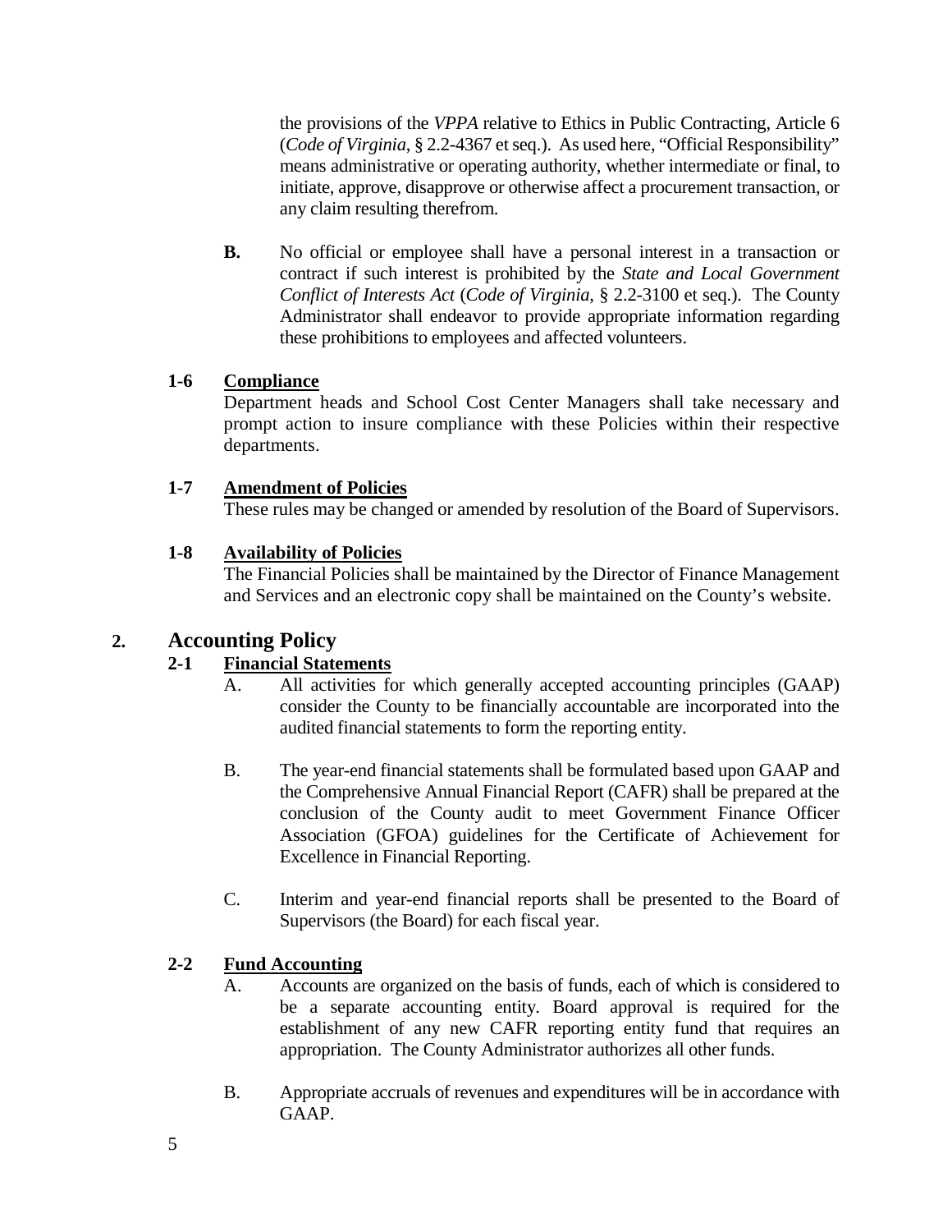the provisions of the *VPPA* relative to Ethics in Public Contracting, Article 6 (*Code of Virginia*, § 2.2-4367 et seq.). As used here, "Official Responsibility" means administrative or operating authority, whether intermediate or final, to initiate, approve, disapprove or otherwise affect a procurement transaction, or any claim resulting therefrom.

**B.** No official or employee shall have a personal interest in a transaction or contract if such interest is prohibited by the *State and Local Government Conflict of Interests Act* (*Code of Virginia*, § 2.2-3100 et seq.). The County Administrator shall endeavor to provide appropriate information regarding these prohibitions to employees and affected volunteers.

### 1-6 Compliance

Department heads and School Cost Center Managers shall take necessary and prompt action to insure compliance with these Policies within their respective departments.

### 1-7 Amendment of Policies

These rules may be changed or amended by resolution of the Board of Supervisors.

### 1-8 Availability of Policies

The Financial Policies shall be maintained by the Director of Finance Management and Services and an electronic copy shall be maintained on the County's website.

## 2. Accounting Policy

### 2-1 Financial Statements

A. All activities for which generally accepted accounting principles (GAAP) consider the County to be financially accountable are incorporated into the audited financial statements to form the reporting entity.

B. The year-end financial statements shall be formulated based upon GAAP and the Comprehensive Annual Financial Report (CAFR) shall be prepared at the conclusion of the County audit to meet Government Finance Officer Association (GFOA) guidelines for the Certificate of Achievement for Excellence in Financial Reporting.

C. Interim and year-end financial reports shall be presented to the Board of Supervisors (the Board) for each fiscal year.

### 2-2 Fund Accounting

A. Accounts are organized on the basis of funds, each of which is considered to be a separate accounting entity. Board approval is required for the establishment of any new CAFR reporting entity fund that requires an appropriation. The County Administrator authorizes all other funds.

B. Appropriate accruals of revenues and expenditures will be in accordance with GAAP.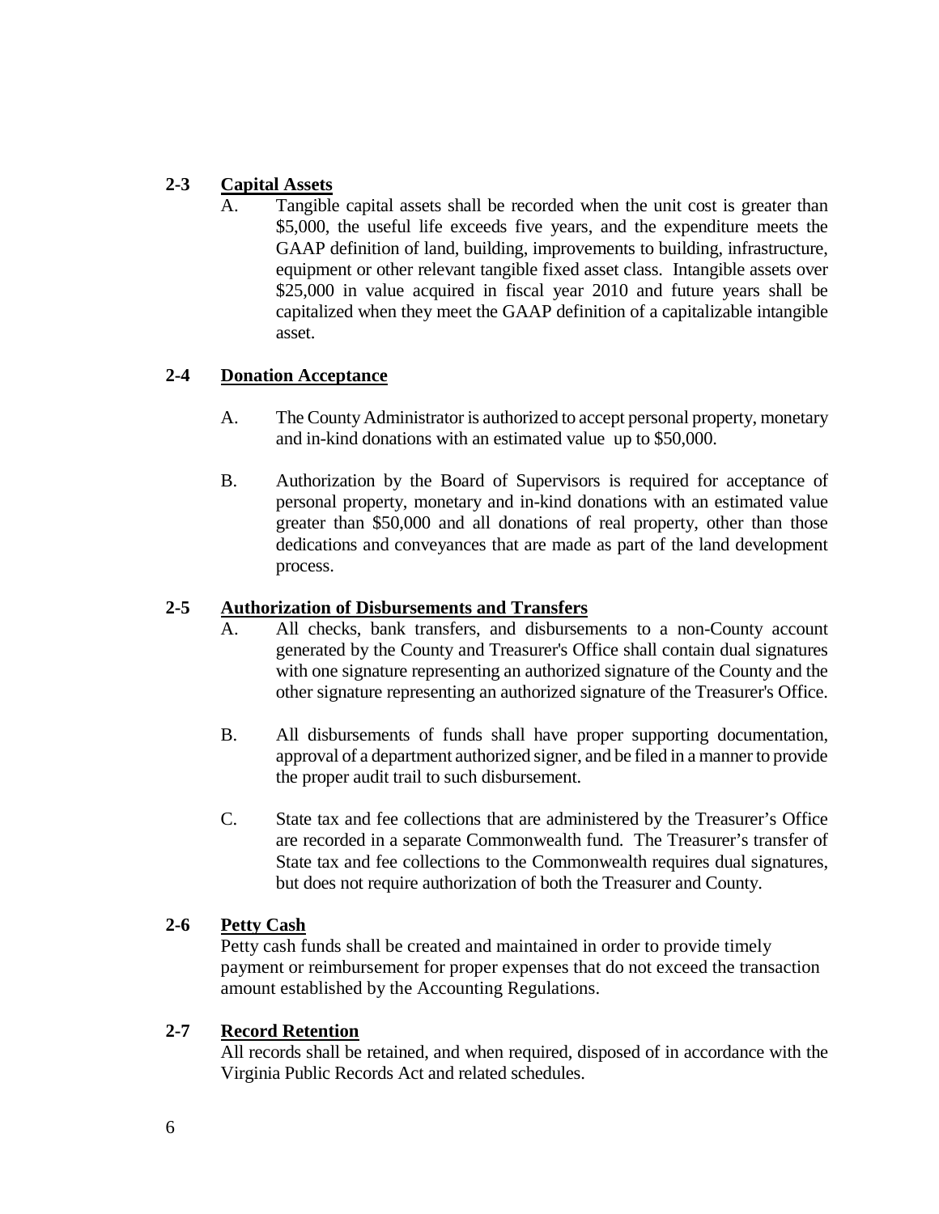### 2-3 Capital Assets

A. Tangible capital assets shall be recorded when the unit cost is greater than \$5,000, the useful life exceeds five years, and the expenditure meets the GAAP definition of land, building, improvements to building, infrastructure, equipment or other relevant tangible fixed asset class. Intangible assets over \$25,000 in value acquired in fiscal year 2010 and future years shall be capitalized when they meet the GAAP definition of a capitalizable intangible asset.

### 2-4 Donation Acceptance

A. The County Administrator is authorized to accept personal property, monetary and in-kind donations with an estimated value up to \$50,000.

B. Authorization by the Board of Supervisors is required for acceptance of personal property, monetary and in-kind donations with an estimated value greater than \$50,000 and all donations of real property, other than those dedications and conveyances that are made as part of the land development process.

### 2-5 Authorization of Disbursements and Transfers

A. All checks, bank transfers, and disbursements to a non-County account generated by the County and Treasurer's Office shall contain dual signatures with one signature representing an authorized signature of the County and the other signature representing an authorized signature of the Treasurer's Office.

B. All disbursements of funds shall have proper supporting documentation, approval of a department authorized signer, and be filed in a manner to provide the proper audit trail to such disbursement.

C. State tax and fee collections that are administered by the Treasurer's Office are recorded in a separate Commonwealth fund. The Treasurer's transfer of State tax and fee collections to the Commonwealth requires dual signatures, but does not require authorization of both the Treasurer and County.

### 2-6 Petty Cash

Petty cash funds shall be created and maintained in order to provide timely payment or reimbursement for proper expenses that do not exceed the transaction amount established by the Accounting Regulations.

### 2-7 Record Retention

All records shall be retained, and when required, disposed of in accordance with the Virginia Public Records Act and related schedules.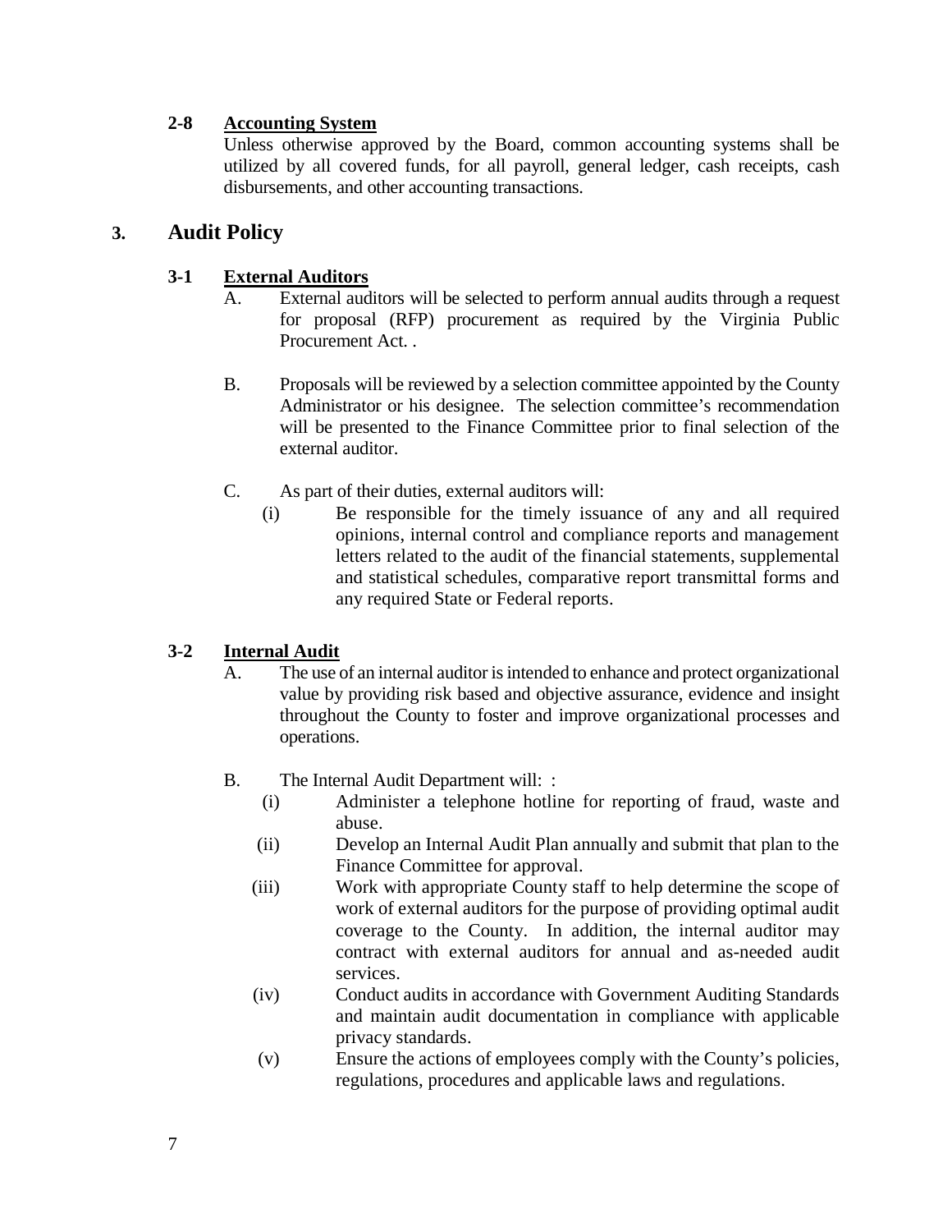### 2-8 **Accounting System**

Unless otherwise approved by the Board, common accounting systems shall be utilized by all covered funds, for all payroll, general ledger, cash receipts, cash disbursements, and other accounting transactions.

## 3. Audit Policy

### 3-1 **External Auditors**

A. External auditors will be selected to perform annual audits through a request for proposal (RFP) procurement as required by the Virginia Public Procurement Act. .

B. Proposals will be reviewed by a selection committee appointed by the County Administrator or his designee. The selection committee's recommendation will be presented to the Finance Committee prior to final selection of the external auditor.

C. As part of their duties, external auditors will:

   (i) Be responsible for the timely issuance of any and all required opinions, internal control and compliance reports and management letters related to the audit of the financial statements, supplemental and statistical schedules, comparative report transmittal forms and any required State or Federal reports.

### 3-2 **Internal Audit**

A. The use of an internal auditor is intended to enhance and protect organizational value by providing risk based and objective assurance, evidence and insight throughout the County to foster and improve organizational processes and operations.

B. The Internal Audit Department will: :

   (i) Administer a telephone hotline for reporting of fraud, waste and abuse.

   (ii) Develop an Internal Audit Plan annually and submit that plan to the Finance Committee for approval.

   (iii) Work with appropriate County staff to help determine the scope of work of external auditors for the purpose of providing optimal audit coverage to the County. In addition, the internal auditor may contract with external auditors for annual and as-needed audit services.

   (iv) Conduct audits in accordance with Government Auditing Standards and maintain audit documentation in compliance with applicable privacy standards.

   (v) Ensure the actions of employees comply with the County's policies, regulations, procedures and applicable laws and regulations.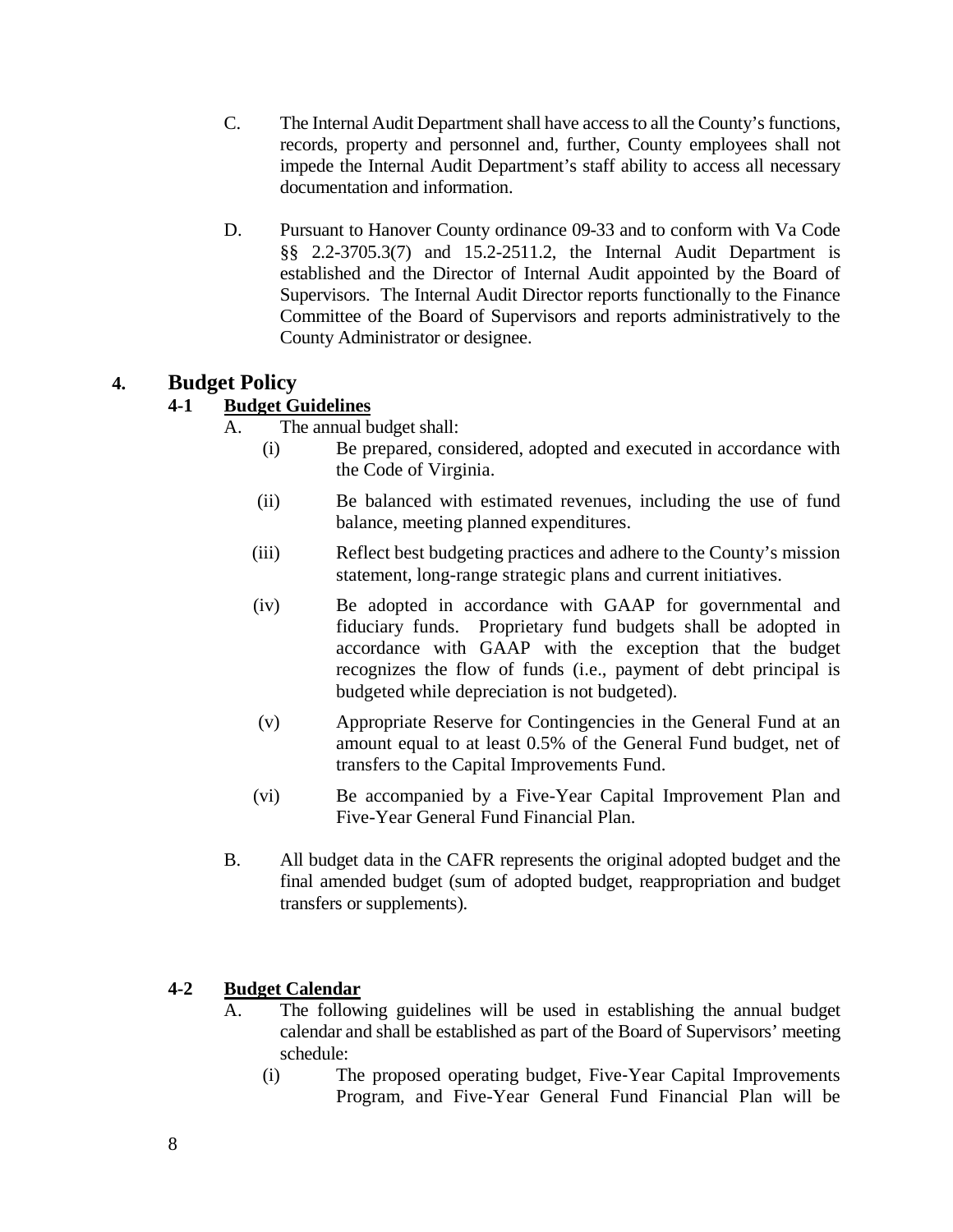C. The Internal Audit Department shall have access to all the County's functions, records, property and personnel and, further, County employees shall not impede the Internal Audit Department's staff ability to access all necessary documentation and information.

D. Pursuant to Hanover County ordinance 09-33 and to conform with Va Code §§ 2.2-3705.3(7) and 15.2-2511.2, the Internal Audit Department is established and the Director of Internal Audit appointed by the Board of Supervisors. The Internal Audit Director reports functionally to the Finance Committee of the Board of Supervisors and reports administratively to the County Administrator or designee.

# 4. Budget Policy

## 4-1 Budget Guidelines

A. The annual budget shall:

(i) Be prepared, considered, adopted and executed in accordance with the Code of Virginia.

(ii) Be balanced with estimated revenues, including the use of fund balance, meeting planned expenditures.

(iii) Reflect best budgeting practices and adhere to the County's mission statement, long-range strategic plans and current initiatives.

(iv) Be adopted in accordance with GAAP for governmental and fiduciary funds. Proprietary fund budgets shall be adopted in accordance with GAAP with the exception that the budget recognizes the flow of funds (i.e., payment of debt principal is budgeted while depreciation is not budgeted).

(v) Appropriate Reserve for Contingencies in the General Fund at an amount equal to at least 0.5% of the General Fund budget, net of transfers to the Capital Improvements Fund.

(vi) Be accompanied by a Five-Year Capital Improvement Plan and Five-Year General Fund Financial Plan.

B. All budget data in the CAFR represents the original adopted budget and the final amended budget (sum of adopted budget, reappropriation and budget transfers or supplements).

## 4-2 Budget Calendar

A. The following guidelines will be used in establishing the annual budget calendar and shall be established as part of the Board of Supervisors' meeting schedule:

(i) The proposed operating budget, Five-Year Capital Improvements Program, and Five-Year General Fund Financial Plan will be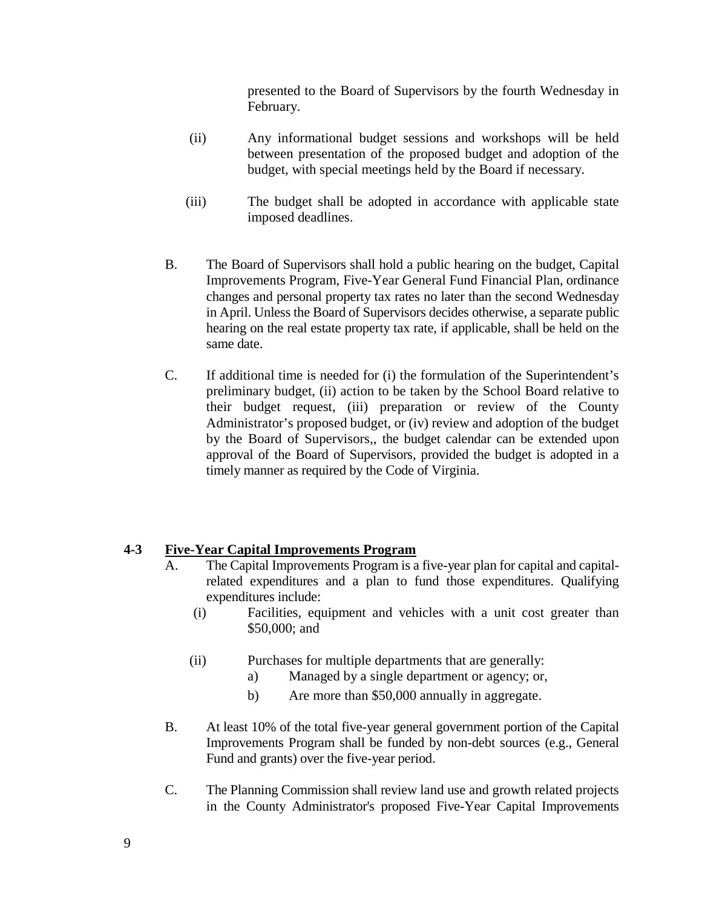presented to the Board of Supervisors by the fourth Wednesday in February.

(ii) Any informational budget sessions and workshops will be held between presentation of the proposed budget and adoption of the budget, with special meetings held by the Board if necessary.

(iii) The budget shall be adopted in accordance with applicable state imposed deadlines.

B. The Board of Supervisors shall hold a public hearing on the budget, Capital Improvements Program, Five-Year General Fund Financial Plan, ordinance changes and personal property tax rates no later than the second Wednesday in April. Unless the Board of Supervisors decides otherwise, a separate public hearing on the real estate property tax rate, if applicable, shall be held on the same date.

C. If additional time is needed for (i) the formulation of the Superintendent's preliminary budget, (ii) action to be taken by the School Board relative to their budget request, (iii) preparation or review of the County Administrator's proposed budget, or (iv) review and adoption of the budget by the Board of Supervisors,, the budget calendar can be extended upon approval of the Board of Supervisors, provided the budget is adopted in a timely manner as required by the Code of Virginia.

## 4-3 Five-Year Capital Improvements Program

A. The Capital Improvements Program is a five-year plan for capital and capital-related expenditures and a plan to fund those expenditures. Qualifying expenditures include:

(i) Facilities, equipment and vehicles with a unit cost greater than $50,000; and

(ii) Purchases for multiple departments that are generally:

a) Managed by a single department or agency; or,

b) Are more than $50,000 annually in aggregate.

B. At least 10% of the total five-year general government portion of the Capital Improvements Program shall be funded by non-debt sources (e.g., General Fund and grants) over the five-year period.

C. The Planning Commission shall review land use and growth related projects in the County Administrator's proposed Five-Year Capital Improvements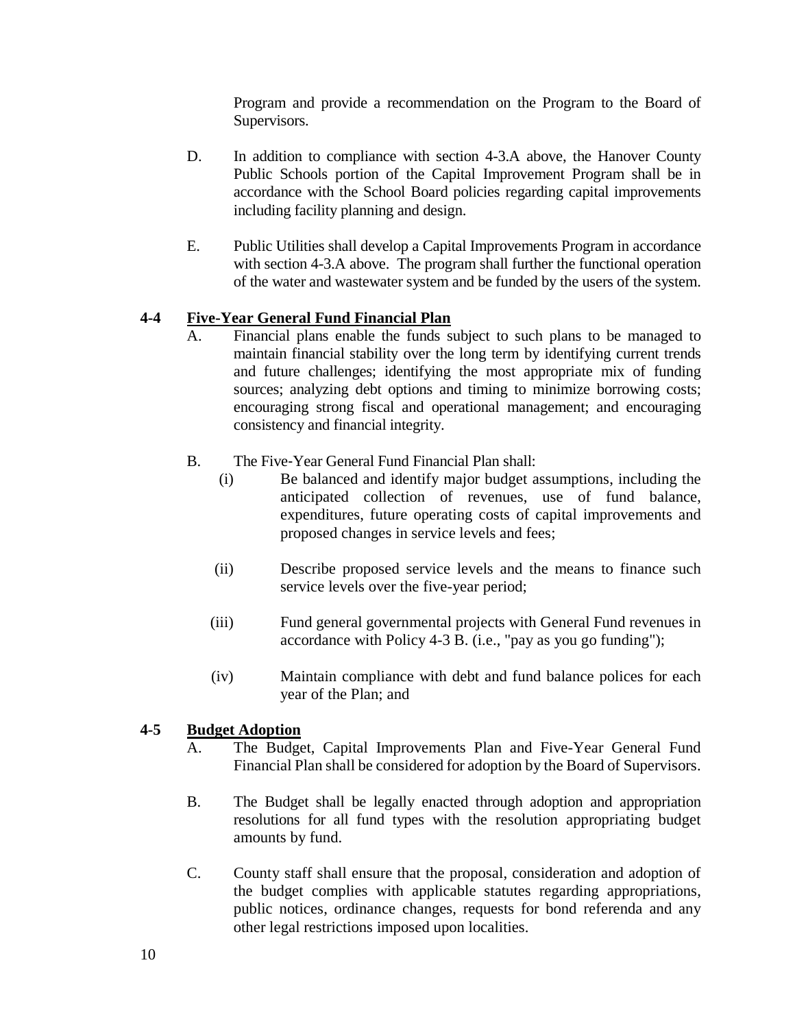Program and provide a recommendation on the Program to the Board of Supervisors.

D. In addition to compliance with section 4-3.A above, the Hanover County Public Schools portion of the Capital Improvement Program shall be in accordance with the School Board policies regarding capital improvements including facility planning and design.

E. Public Utilities shall develop a Capital Improvements Program in accordance with section 4-3.A above. The program shall further the functional operation of the water and wastewater system and be funded by the users of the system.

## 4-4 Five-Year General Fund Financial Plan

A. Financial plans enable the funds subject to such plans to be managed to maintain financial stability over the long term by identifying current trends and future challenges; identifying the most appropriate mix of funding sources; analyzing debt options and timing to minimize borrowing costs; encouraging strong fiscal and operational management; and encouraging consistency and financial integrity.

B. The Five-Year General Fund Financial Plan shall:

(i) Be balanced and identify major budget assumptions, including the anticipated collection of revenues, use of fund balance, expenditures, future operating costs of capital improvements and proposed changes in service levels and fees;

(ii) Describe proposed service levels and the means to finance such service levels over the five-year period;

(iii) Fund general governmental projects with General Fund revenues in accordance with Policy 4-3 B. (i.e., "pay as you go funding");

(iv) Maintain compliance with debt and fund balance polices for each year of the Plan; and

## 4-5 Budget Adoption

A. The Budget, Capital Improvements Plan and Five-Year General Fund Financial Plan shall be considered for adoption by the Board of Supervisors.

B. The Budget shall be legally enacted through adoption and appropriation resolutions for all fund types with the resolution appropriating budget amounts by fund.

C. County staff shall ensure that the proposal, consideration and adoption of the budget complies with applicable statutes regarding appropriations, public notices, ordinance changes, requests for bond referenda and any other legal restrictions imposed upon localities.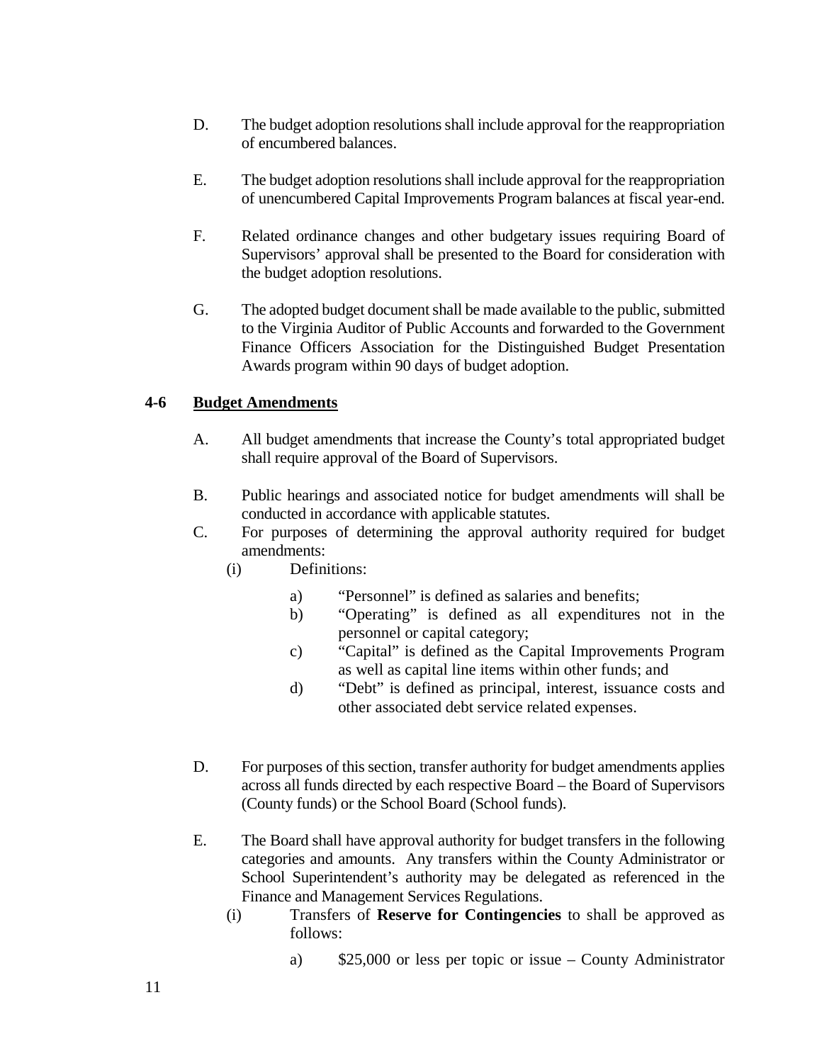D. The budget adoption resolutions shall include approval for the reappropriation of encumbered balances.

E. The budget adoption resolutions shall include approval for the reappropriation of unencumbered Capital Improvements Program balances at fiscal year-end.

F. Related ordinance changes and other budgetary issues requiring Board of Supervisors' approval shall be presented to the Board for consideration with the budget adoption resolutions.

G. The adopted budget document shall be made available to the public, submitted to the Virginia Auditor of Public Accounts and forwarded to the Government Finance Officers Association for the Distinguished Budget Presentation Awards program within 90 days of budget adoption.

## 4-6 Budget Amendments

A. All budget amendments that increase the County's total appropriated budget shall require approval of the Board of Supervisors.

B. Public hearings and associated notice for budget amendments will shall be conducted in accordance with applicable statutes.

C. For purposes of determining the approval authority required for budget amendments:

   (i) Definitions:

      a) "Personnel" is defined as salaries and benefits;
      b) "Operating" is defined as all expenditures not in the personnel or capital category;
      c) "Capital" is defined as the Capital Improvements Program as well as capital line items within other funds; and
      d) "Debt" is defined as principal, interest, issuance costs and other associated debt service related expenses.

D. For purposes of this section, transfer authority for budget amendments applies across all funds directed by each respective Board – the Board of Supervisors (County funds) or the School Board (School funds).

E. The Board shall have approval authority for budget transfers in the following categories and amounts. Any transfers within the County Administrator or School Superintendent's authority may be delegated as referenced in the Finance and Management Services Regulations.

   (i) Transfers of **Reserve for Contingencies** to shall be approved as follows:

      a) $25,000 or less per topic or issue – County Administrator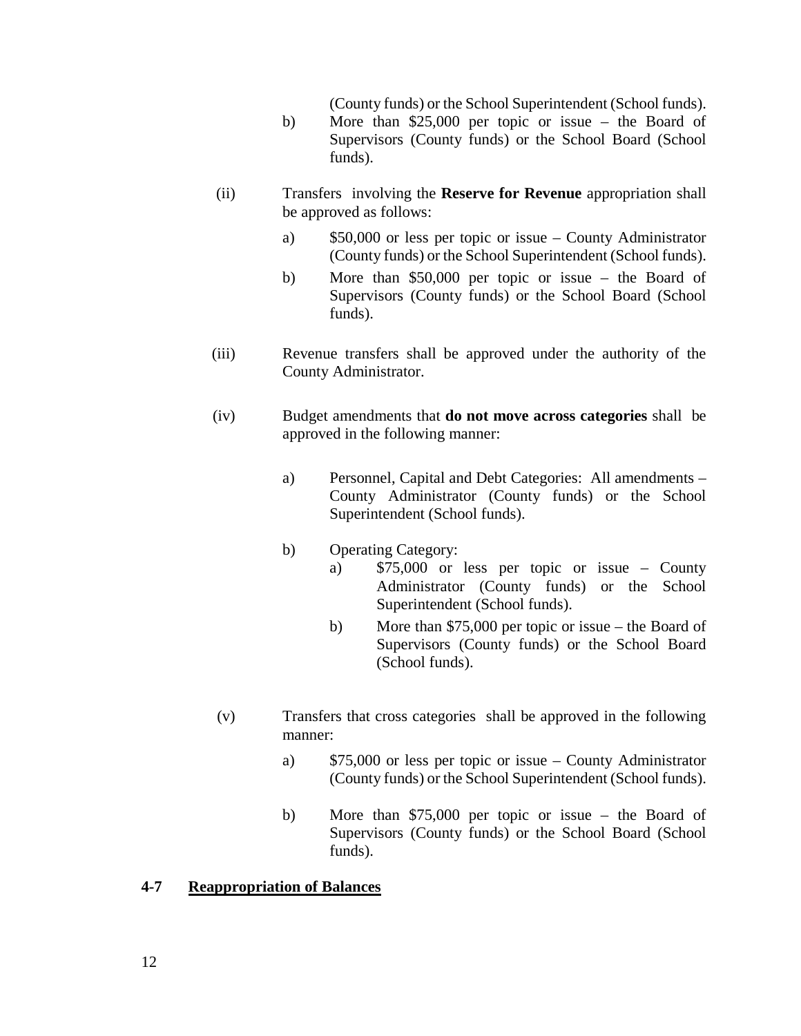(County funds) or the School Superintendent (School funds).

b) More than $25,000 per topic or issue – the Board of Supervisors (County funds) or the School Board (School funds).

(ii) Transfers involving the **Reserve for Revenue** appropriation shall be approved as follows:

a) $50,000 or less per topic or issue – County Administrator (County funds) or the School Superintendent (School funds).

b) More than $50,000 per topic or issue – the Board of Supervisors (County funds) or the School Board (School funds).

(iii) Revenue transfers shall be approved under the authority of the County Administrator.

(iv) Budget amendments that **do not move across categories** shall be approved in the following manner:

a) Personnel, Capital and Debt Categories: All amendments – County Administrator (County funds) or the School Superintendent (School funds).

b) Operating Category:

a) $75,000 or less per topic or issue – County Administrator (County funds) or the School Superintendent (School funds).

b) More than $75,000 per topic or issue – the Board of Supervisors (County funds) or the School Board (School funds).

(v) Transfers that cross categories shall be approved in the following manner:

a) $75,000 or less per topic or issue – County Administrator (County funds) or the School Superintendent (School funds).

b) More than $75,000 per topic or issue – the Board of Supervisors (County funds) or the School Board (School funds).

## 4-7 Reappropriation of Balances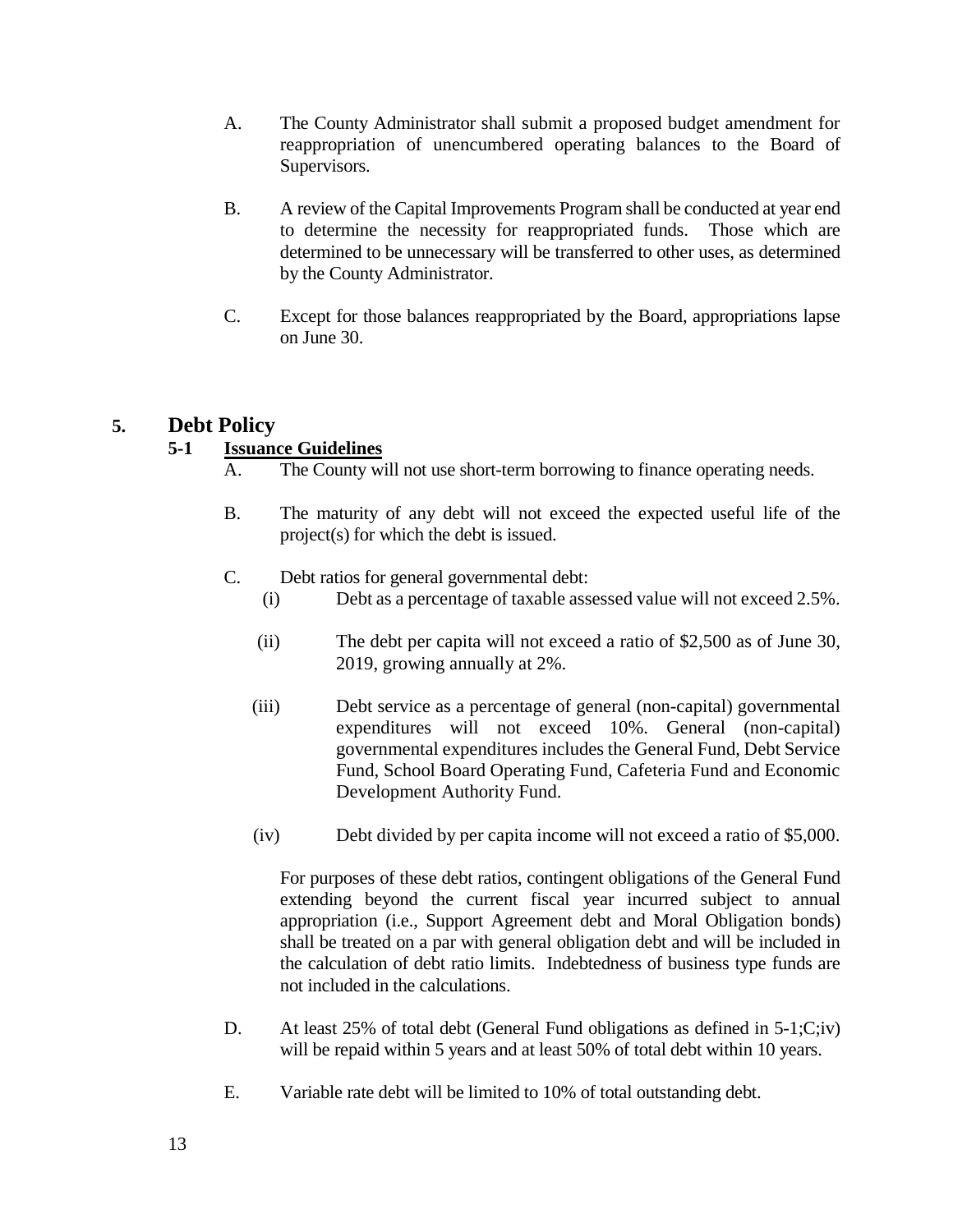A. The County Administrator shall submit a proposed budget amendment for reappropriation of unencumbered operating balances to the Board of Supervisors.

B. A review of the Capital Improvements Program shall be conducted at year end to determine the necessity for reappropriated funds. Those which are determined to be unnecessary will be transferred to other uses, as determined by the County Administrator.

C. Except for those balances reappropriated by the Board, appropriations lapse on June 30.

## 5. Debt Policy

### 5-1 <u>Issuance Guidelines</u>

A. The County will not use short-term borrowing to finance operating needs.

B. The maturity of any debt will not exceed the expected useful life of the project(s) for which the debt is issued.

C. Debt ratios for general governmental debt:

(i) Debt as a percentage of taxable assessed value will not exceed 2.5%.

(ii) The debt per capita will not exceed a ratio of $2,500 as of June 30, 2019, growing annually at 2%.

(iii) Debt service as a percentage of general (non-capital) governmental expenditures will not exceed 10%. General (non-capital) governmental expenditures includes the General Fund, Debt Service Fund, School Board Operating Fund, Cafeteria Fund and Economic Development Authority Fund.

(iv) Debt divided by per capita income will not exceed a ratio of $5,000.

For purposes of these debt ratios, contingent obligations of the General Fund extending beyond the current fiscal year incurred subject to annual appropriation (i.e., Support Agreement debt and Moral Obligation bonds) shall be treated on a par with general obligation debt and will be included in the calculation of debt ratio limits. Indebtedness of business type funds are not included in the calculations.

D. At least 25% of total debt (General Fund obligations as defined in 5-1;C;iv) will be repaid within 5 years and at least 50% of total debt within 10 years.

E. Variable rate debt will be limited to 10% of total outstanding debt.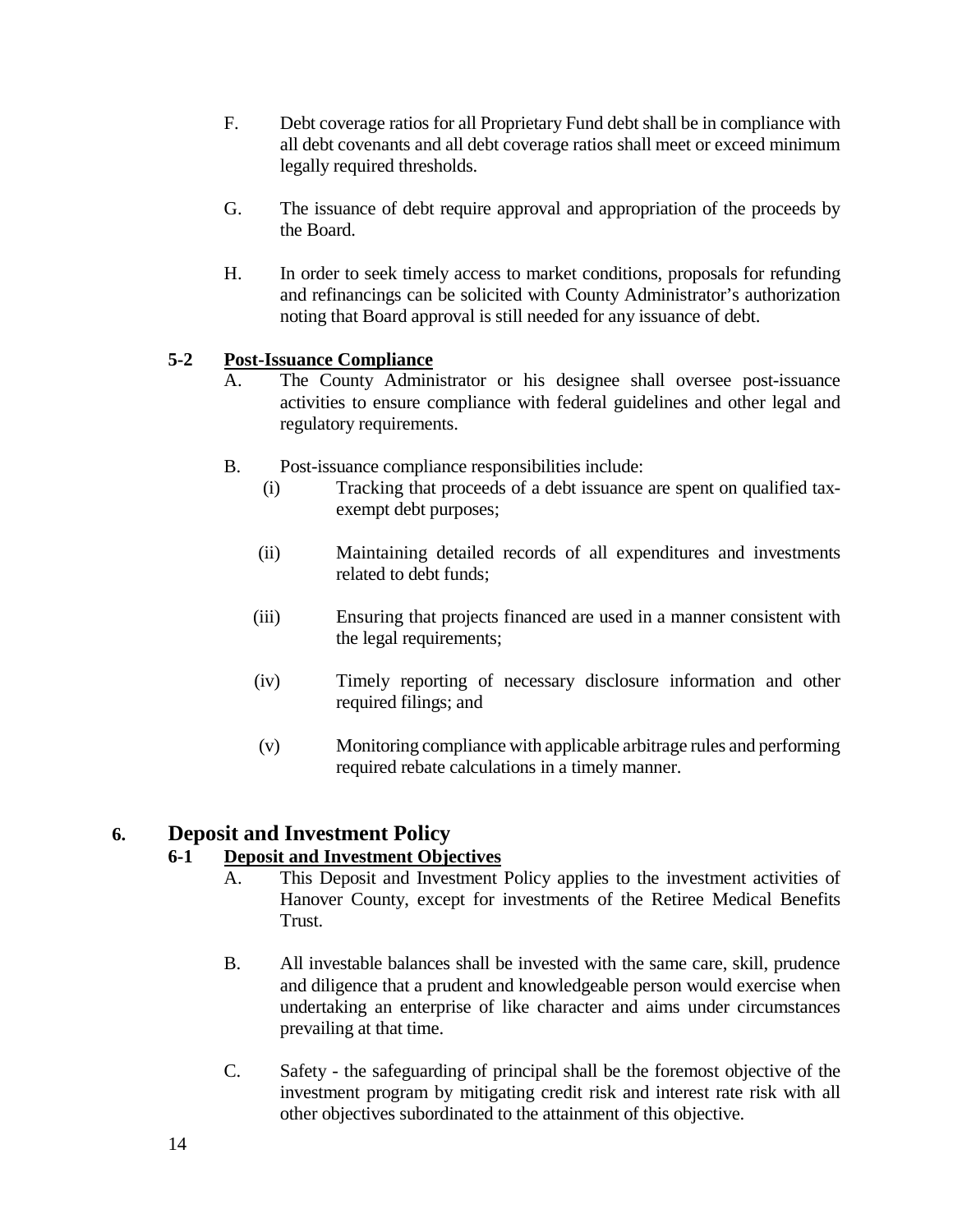F. Debt coverage ratios for all Proprietary Fund debt shall be in compliance with all debt covenants and all debt coverage ratios shall meet or exceed minimum legally required thresholds.

G. The issuance of debt require approval and appropriation of the proceeds by the Board.

H. In order to seek timely access to market conditions, proposals for refunding and refinancings can be solicited with County Administrator's authorization noting that Board approval is still needed for any issuance of debt.

### 5-2 Post-Issuance Compliance

A. The County Administrator or his designee shall oversee post-issuance activities to ensure compliance with federal guidelines and other legal and regulatory requirements.

B. Post-issuance compliance responsibilities include:

(i) Tracking that proceeds of a debt issuance are spent on qualified tax-exempt debt purposes;

(ii) Maintaining detailed records of all expenditures and investments related to debt funds;

(iii) Ensuring that projects financed are used in a manner consistent with the legal requirements;

(iv) Timely reporting of necessary disclosure information and other required filings; and

(v) Monitoring compliance with applicable arbitrage rules and performing required rebate calculations in a timely manner.

## 6. Deposit and Investment Policy

### 6-1 Deposit and Investment Objectives

A. This Deposit and Investment Policy applies to the investment activities of Hanover County, except for investments of the Retiree Medical Benefits Trust.

B. All investable balances shall be invested with the same care, skill, prudence and diligence that a prudent and knowledgeable person would exercise when undertaking an enterprise of like character and aims under circumstances prevailing at that time.

C. Safety - the safeguarding of principal shall be the foremost objective of the investment program by mitigating credit risk and interest rate risk with all other objectives subordinated to the attainment of this objective.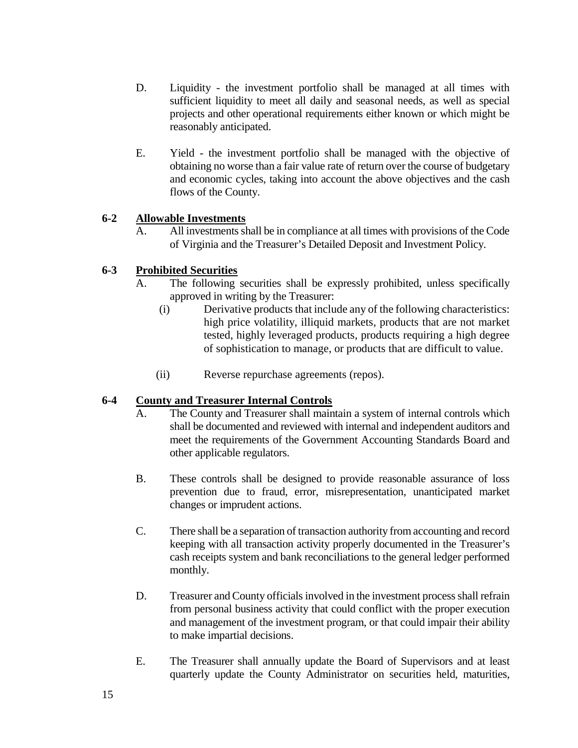D. Liquidity - the investment portfolio shall be managed at all times with sufficient liquidity to meet all daily and seasonal needs, as well as special projects and other operational requirements either known or which might be reasonably anticipated.

E. Yield - the investment portfolio shall be managed with the objective of obtaining no worse than a fair value rate of return over the course of budgetary and economic cycles, taking into account the above objectives and the cash flows of the County.

## 6-2 Allowable Investments

A. All investments shall be in compliance at all times with provisions of the Code of Virginia and the Treasurer's Detailed Deposit and Investment Policy.

## 6-3 Prohibited Securities

A. The following securities shall be expressly prohibited, unless specifically approved in writing by the Treasurer:

(i) Derivative products that include any of the following characteristics: high price volatility, illiquid markets, products that are not market tested, highly leveraged products, products requiring a high degree of sophistication to manage, or products that are difficult to value.

(ii) Reverse repurchase agreements (repos).

## 6-4 County and Treasurer Internal Controls

A. The County and Treasurer shall maintain a system of internal controls which shall be documented and reviewed with internal and independent auditors and meet the requirements of the Government Accounting Standards Board and other applicable regulators.

B. These controls shall be designed to provide reasonable assurance of loss prevention due to fraud, error, misrepresentation, unanticipated market changes or imprudent actions.

C. There shall be a separation of transaction authority from accounting and record keeping with all transaction activity properly documented in the Treasurer's cash receipts system and bank reconciliations to the general ledger performed monthly.

D. Treasurer and County officials involved in the investment process shall refrain from personal business activity that could conflict with the proper execution and management of the investment program, or that could impair their ability to make impartial decisions.

E. The Treasurer shall annually update the Board of Supervisors and at least quarterly update the County Administrator on securities held, maturities,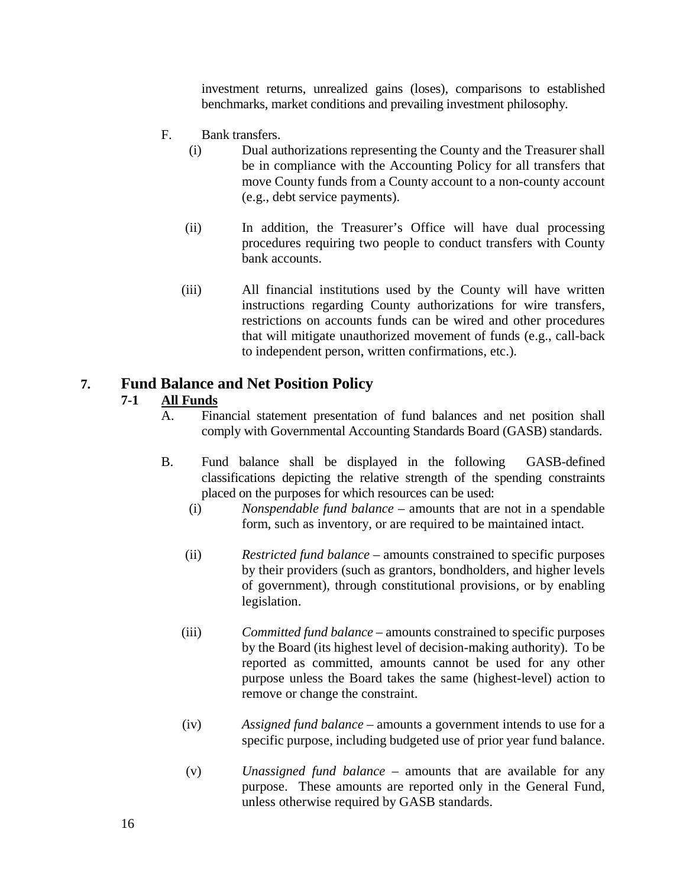investment returns, unrealized gains (loses), comparisons to established benchmarks, market conditions and prevailing investment philosophy.

F. Bank transfers.

(i) Dual authorizations representing the County and the Treasurer shall be in compliance with the Accounting Policy for all transfers that move County funds from a County account to a non-county account (e.g., debt service payments).

(ii) In addition, the Treasurer's Office will have dual processing procedures requiring two people to conduct transfers with County bank accounts.

(iii) All financial institutions used by the County will have written instructions regarding County authorizations for wire transfers, restrictions on accounts funds can be wired and other procedures that will mitigate unauthorized movement of funds (e.g., call-back to independent person, written confirmations, etc.).

## 7. Fund Balance and Net Position Policy

### 7-1 <u>All Funds</u>

A. Financial statement presentation of fund balances and net position shall comply with Governmental Accounting Standards Board (GASB) standards.

B. Fund balance shall be displayed in the following GASB-defined classifications depicting the relative strength of the spending constraints placed on the purposes for which resources can be used:

(i) *Nonspendable fund balance* – amounts that are not in a spendable form, such as inventory, or are required to be maintained intact.

(ii) *Restricted fund balance* – amounts constrained to specific purposes by their providers (such as grantors, bondholders, and higher levels of government), through constitutional provisions, or by enabling legislation.

(iii) *Committed fund balance* – amounts constrained to specific purposes by the Board (its highest level of decision-making authority). To be reported as committed, amounts cannot be used for any other purpose unless the Board takes the same (highest-level) action to remove or change the constraint.

(iv) *Assigned fund balance* – amounts a government intends to use for a specific purpose, including budgeted use of prior year fund balance.

(v) *Unassigned fund balance* – amounts that are available for any purpose. These amounts are reported only in the General Fund, unless otherwise required by GASB standards.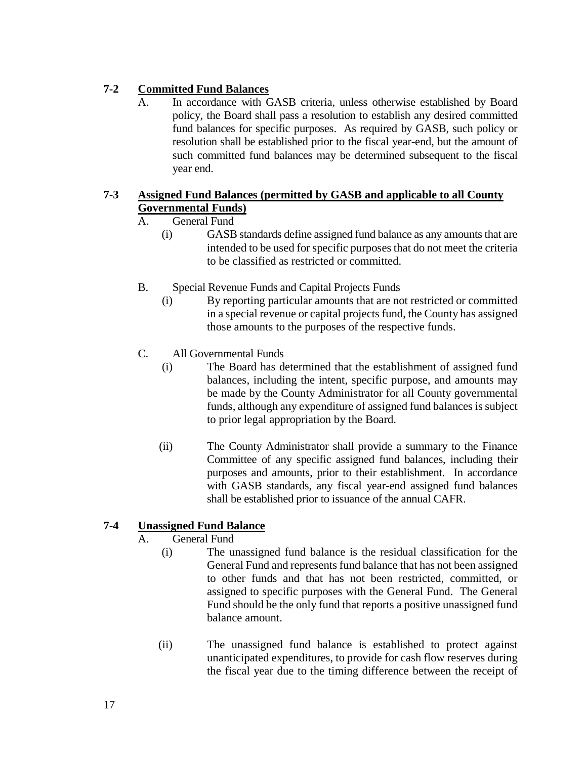## 7-2 Committed Fund Balances

A. In accordance with GASB criteria, unless otherwise established by Board policy, the Board shall pass a resolution to establish any desired committed fund balances for specific purposes. As required by GASB, such policy or resolution shall be established prior to the fiscal year-end, but the amount of such committed fund balances may be determined subsequent to the fiscal year end.

## 7-3 Assigned Fund Balances (permitted by GASB and applicable to all County Governmental Funds)

A. General Fund

(i) GASB standards define assigned fund balance as any amounts that are intended to be used for specific purposes that do not meet the criteria to be classified as restricted or committed.

B. Special Revenue Funds and Capital Projects Funds

(i) By reporting particular amounts that are not restricted or committed in a special revenue or capital projects fund, the County has assigned those amounts to the purposes of the respective funds.

C. All Governmental Funds

(i) The Board has determined that the establishment of assigned fund balances, including the intent, specific purpose, and amounts may be made by the County Administrator for all County governmental funds, although any expenditure of assigned fund balances is subject to prior legal appropriation by the Board.

(ii) The County Administrator shall provide a summary to the Finance Committee of any specific assigned fund balances, including their purposes and amounts, prior to their establishment. In accordance with GASB standards, any fiscal year-end assigned fund balances shall be established prior to issuance of the annual CAFR.

## 7-4 Unassigned Fund Balance

A. General Fund

(i) The unassigned fund balance is the residual classification for the General Fund and represents fund balance that has not been assigned to other funds and that has not been restricted, committed, or assigned to specific purposes with the General Fund. The General Fund should be the only fund that reports a positive unassigned fund balance amount.

(ii) The unassigned fund balance is established to protect against unanticipated expenditures, to provide for cash flow reserves during the fiscal year due to the timing difference between the receipt of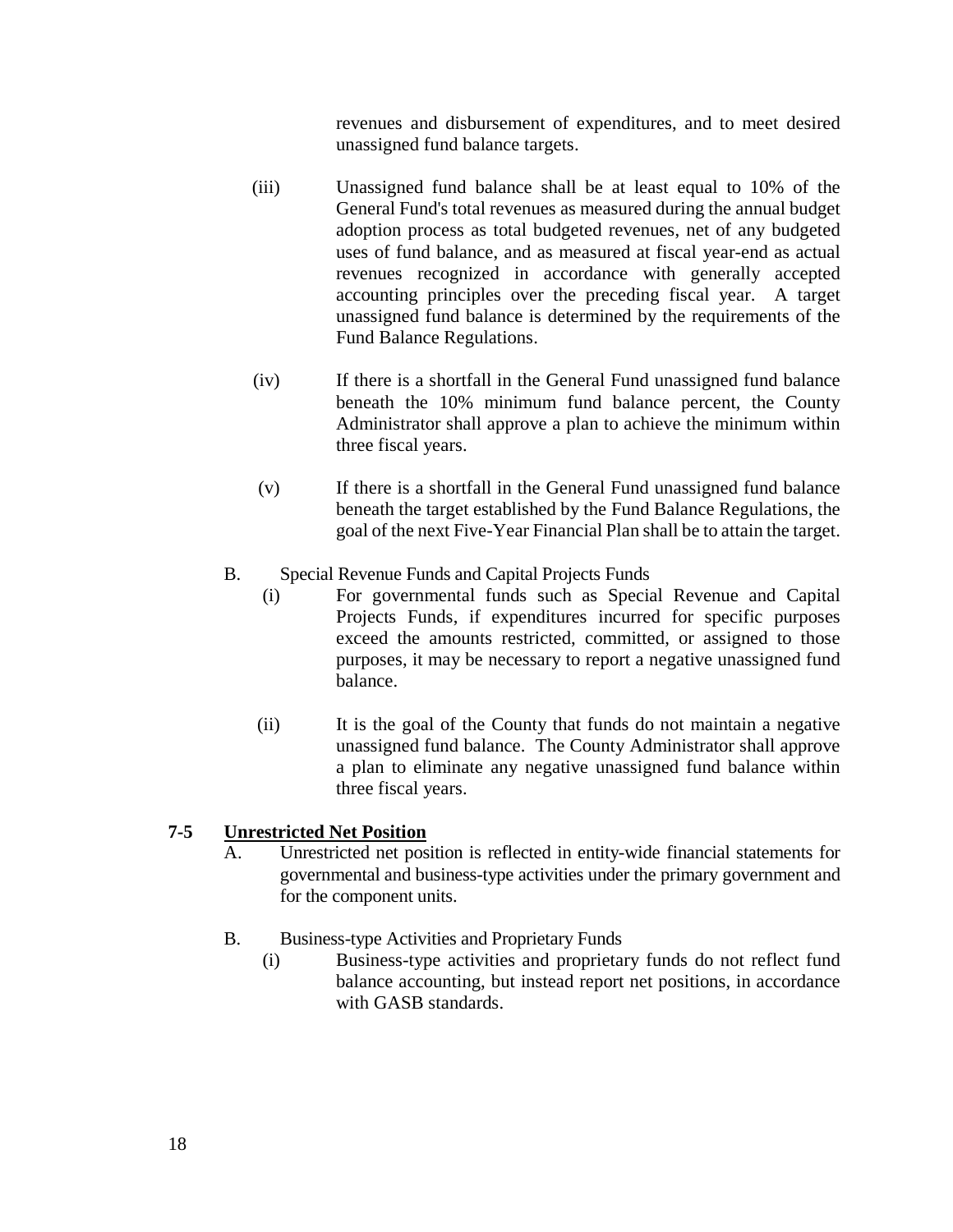revenues and disbursement of expenditures, and to meet desired unassigned fund balance targets.

(iii) Unassigned fund balance shall be at least equal to 10% of the General Fund's total revenues as measured during the annual budget adoption process as total budgeted revenues, net of any budgeted uses of fund balance, and as measured at fiscal year-end as actual revenues recognized in accordance with generally accepted accounting principles over the preceding fiscal year. A target unassigned fund balance is determined by the requirements of the Fund Balance Regulations.

(iv) If there is a shortfall in the General Fund unassigned fund balance beneath the 10% minimum fund balance percent, the County Administrator shall approve a plan to achieve the minimum within three fiscal years.

(v) If there is a shortfall in the General Fund unassigned fund balance beneath the target established by the Fund Balance Regulations, the goal of the next Five-Year Financial Plan shall be to attain the target.

B. Special Revenue Funds and Capital Projects Funds

(i) For governmental funds such as Special Revenue and Capital Projects Funds, if expenditures incurred for specific purposes exceed the amounts restricted, committed, or assigned to those purposes, it may be necessary to report a negative unassigned fund balance.

(ii) It is the goal of the County that funds do not maintain a negative unassigned fund balance. The County Administrator shall approve a plan to eliminate any negative unassigned fund balance within three fiscal years.

## 7-5 Unrestricted Net Position

A. Unrestricted net position is reflected in entity-wide financial statements for governmental and business-type activities under the primary government and for the component units.

B. Business-type Activities and Proprietary Funds

(i) Business-type activities and proprietary funds do not reflect fund balance accounting, but instead report net positions, in accordance with GASB standards.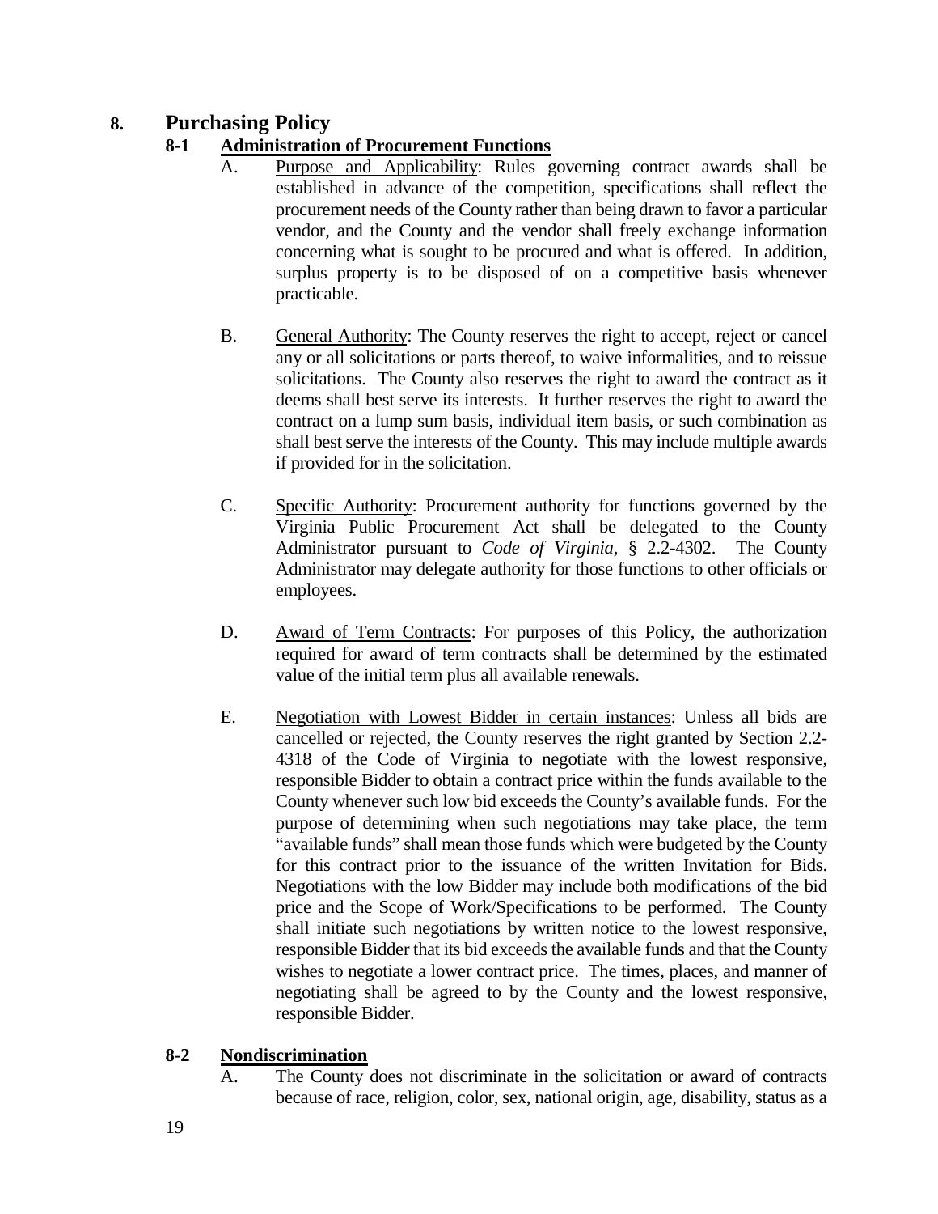# 8. Purchasing Policy

## 8-1 Administration of Procurement Functions

A. Purpose and Applicability: Rules governing contract awards shall be established in advance of the competition, specifications shall reflect the procurement needs of the County rather than being drawn to favor a particular vendor, and the County and the vendor shall freely exchange information concerning what is sought to be procured and what is offered. In addition, surplus property is to be disposed of on a competitive basis whenever practicable.

B. General Authority: The County reserves the right to accept, reject or cancel any or all solicitations or parts thereof, to waive informalities, and to reissue solicitations. The County also reserves the right to award the contract as it deems shall best serve its interests. It further reserves the right to award the contract on a lump sum basis, individual item basis, or such combination as shall best serve the interests of the County. This may include multiple awards if provided for in the solicitation.

C. Specific Authority: Procurement authority for functions governed by the Virginia Public Procurement Act shall be delegated to the County Administrator pursuant to *Code of Virginia*, § 2.2-4302. The County Administrator may delegate authority for those functions to other officials or employees.

D. Award of Term Contracts: For purposes of this Policy, the authorization required for award of term contracts shall be determined by the estimated value of the initial term plus all available renewals.

E. Negotiation with Lowest Bidder in certain instances: Unless all bids are cancelled or rejected, the County reserves the right granted by Section 2.2-4318 of the Code of Virginia to negotiate with the lowest responsive, responsible Bidder to obtain a contract price within the funds available to the County whenever such low bid exceeds the County's available funds. For the purpose of determining when such negotiations may take place, the term "available funds" shall mean those funds which were budgeted by the County for this contract prior to the issuance of the written Invitation for Bids. Negotiations with the low Bidder may include both modifications of the bid price and the Scope of Work/Specifications to be performed. The County shall initiate such negotiations by written notice to the lowest responsive, responsible Bidder that its bid exceeds the available funds and that the County wishes to negotiate a lower contract price. The times, places, and manner of negotiating shall be agreed to by the County and the lowest responsive, responsible Bidder.

## 8-2 Nondiscrimination

A. The County does not discriminate in the solicitation or award of contracts because of race, religion, color, sex, national origin, age, disability, status as a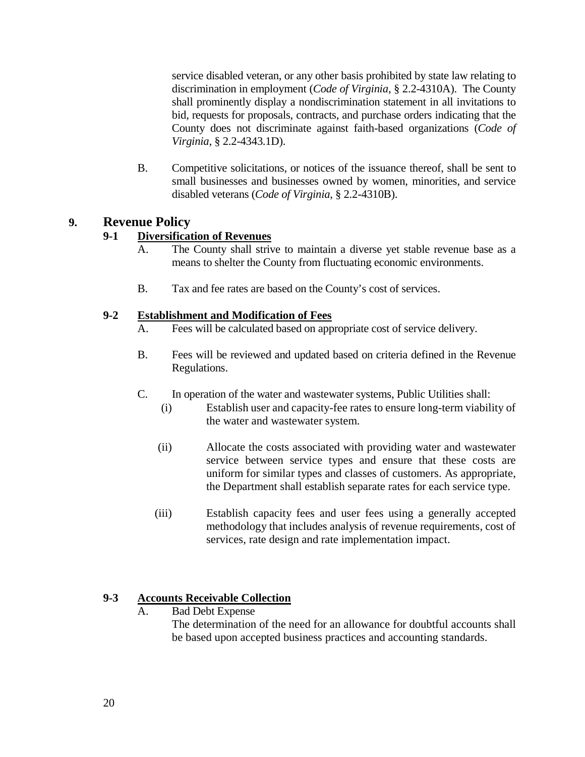service disabled veteran, or any other basis prohibited by state law relating to discrimination in employment (*Code of Virginia*, § 2.2-4310A). The County shall prominently display a nondiscrimination statement in all invitations to bid, requests for proposals, contracts, and purchase orders indicating that the County does not discriminate against faith-based organizations (*Code of Virginia*, § 2.2-4343.1D).

B. Competitive solicitations, or notices of the issuance thereof, shall be sent to small businesses and businesses owned by women, minorities, and service disabled veterans (*Code of Virginia*, § 2.2-4310B).

## 9. Revenue Policy

### 9-1 Diversification of Revenues

A. The County shall strive to maintain a diverse yet stable revenue base as a means to shelter the County from fluctuating economic environments.

B. Tax and fee rates are based on the County's cost of services.

### 9-2 Establishment and Modification of Fees

A. Fees will be calculated based on appropriate cost of service delivery.

B. Fees will be reviewed and updated based on criteria defined in the Revenue Regulations.

C. In operation of the water and wastewater systems, Public Utilities shall:

(i) Establish user and capacity-fee rates to ensure long-term viability of the water and wastewater system.

(ii) Allocate the costs associated with providing water and wastewater service between service types and ensure that these costs are uniform for similar types and classes of customers. As appropriate, the Department shall establish separate rates for each service type.

(iii) Establish capacity fees and user fees using a generally accepted methodology that includes analysis of revenue requirements, cost of services, rate design and rate implementation impact.

### 9-3 Accounts Receivable Collection

A. Bad Debt Expense

The determination of the need for an allowance for doubtful accounts shall be based upon accepted business practices and accounting standards.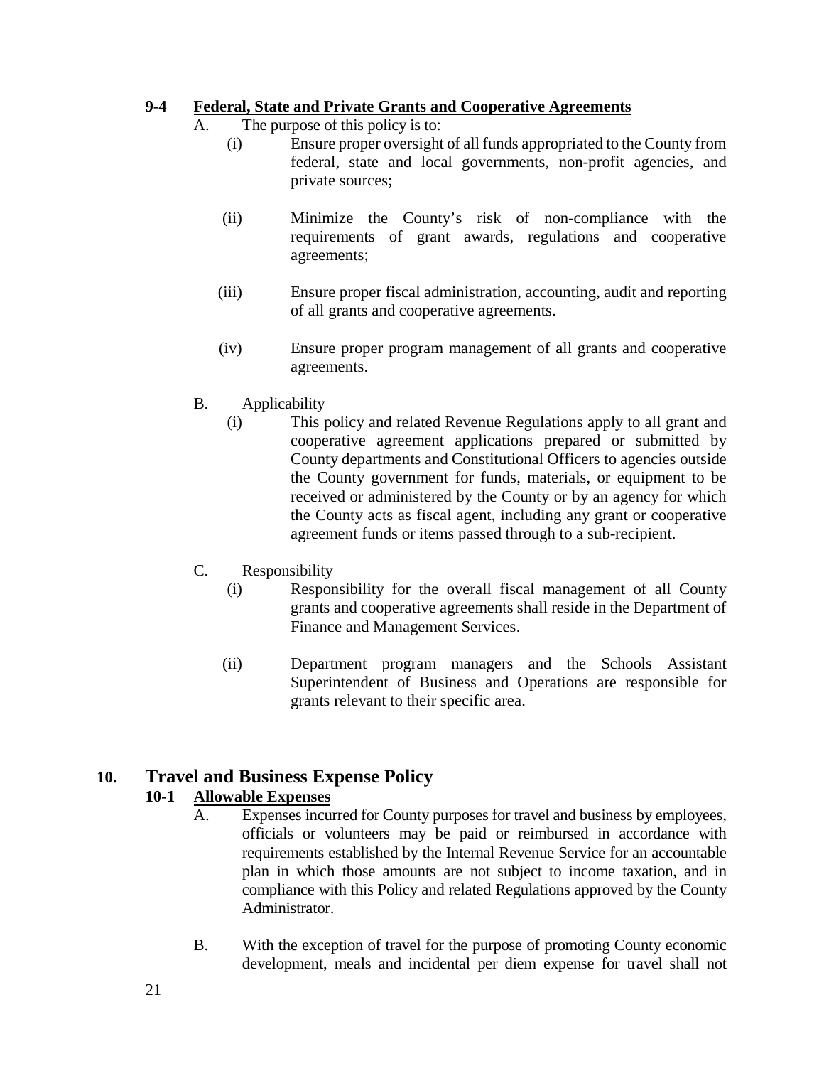### 9-4 Federal, State and Private Grants and Cooperative Agreements

A. The purpose of this policy is to:

(i) Ensure proper oversight of all funds appropriated to the County from federal, state and local governments, non-profit agencies, and private sources;

(ii) Minimize the County's risk of non-compliance with the requirements of grant awards, regulations and cooperative agreements;

(iii) Ensure proper fiscal administration, accounting, audit and reporting of all grants and cooperative agreements.

(iv) Ensure proper program management of all grants and cooperative agreements.

B. Applicability

(i) This policy and related Revenue Regulations apply to all grant and cooperative agreement applications prepared or submitted by County departments and Constitutional Officers to agencies outside the County government for funds, materials, or equipment to be received or administered by the County or by an agency for which the County acts as fiscal agent, including any grant or cooperative agreement funds or items passed through to a sub-recipient.

C. Responsibility

(i) Responsibility for the overall fiscal management of all County grants and cooperative agreements shall reside in the Department of Finance and Management Services.

(ii) Department program managers and the Schools Assistant Superintendent of Business and Operations are responsible for grants relevant to their specific area.

## 10. Travel and Business Expense Policy

### 10-1 Allowable Expenses

A. Expenses incurred for County purposes for travel and business by employees, officials or volunteers may be paid or reimbursed in accordance with requirements established by the Internal Revenue Service for an accountable plan in which those amounts are not subject to income taxation, and in compliance with this Policy and related Regulations approved by the County Administrator.

B. With the exception of travel for the purpose of promoting County economic development, meals and incidental per diem expense for travel shall not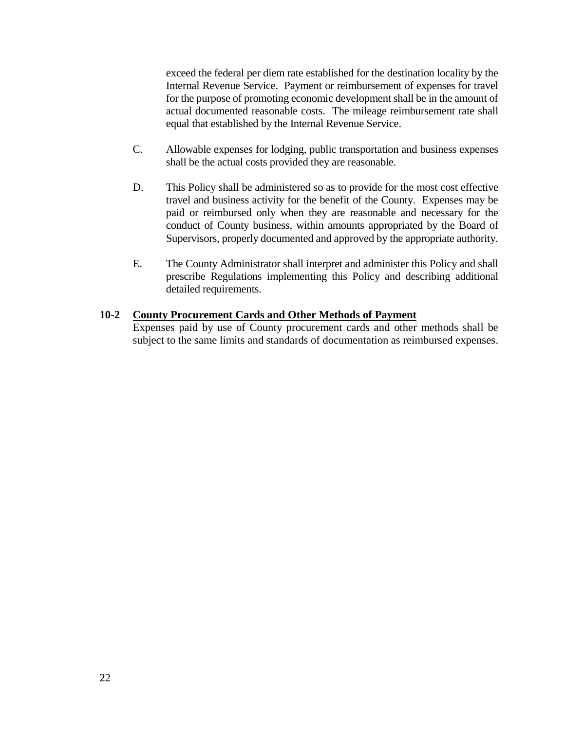exceed the federal per diem rate established for the destination locality by the Internal Revenue Service. Payment or reimbursement of expenses for travel for the purpose of promoting economic development shall be in the amount of actual documented reasonable costs. The mileage reimbursement rate shall equal that established by the Internal Revenue Service.

C. Allowable expenses for lodging, public transportation and business expenses shall be the actual costs provided they are reasonable.

D. This Policy shall be administered so as to provide for the most cost effective travel and business activity for the benefit of the County. Expenses may be paid or reimbursed only when they are reasonable and necessary for the conduct of County business, within amounts appropriated by the Board of Supervisors, properly documented and approved by the appropriate authority.

E. The County Administrator shall interpret and administer this Policy and shall prescribe Regulations implementing this Policy and describing additional detailed requirements.

**10-2 <u>County Procurement Cards and Other Methods of Payment</u>**

Expenses paid by use of County procurement cards and other methods shall be subject to the same limits and standards of documentation as reimbursed expenses.